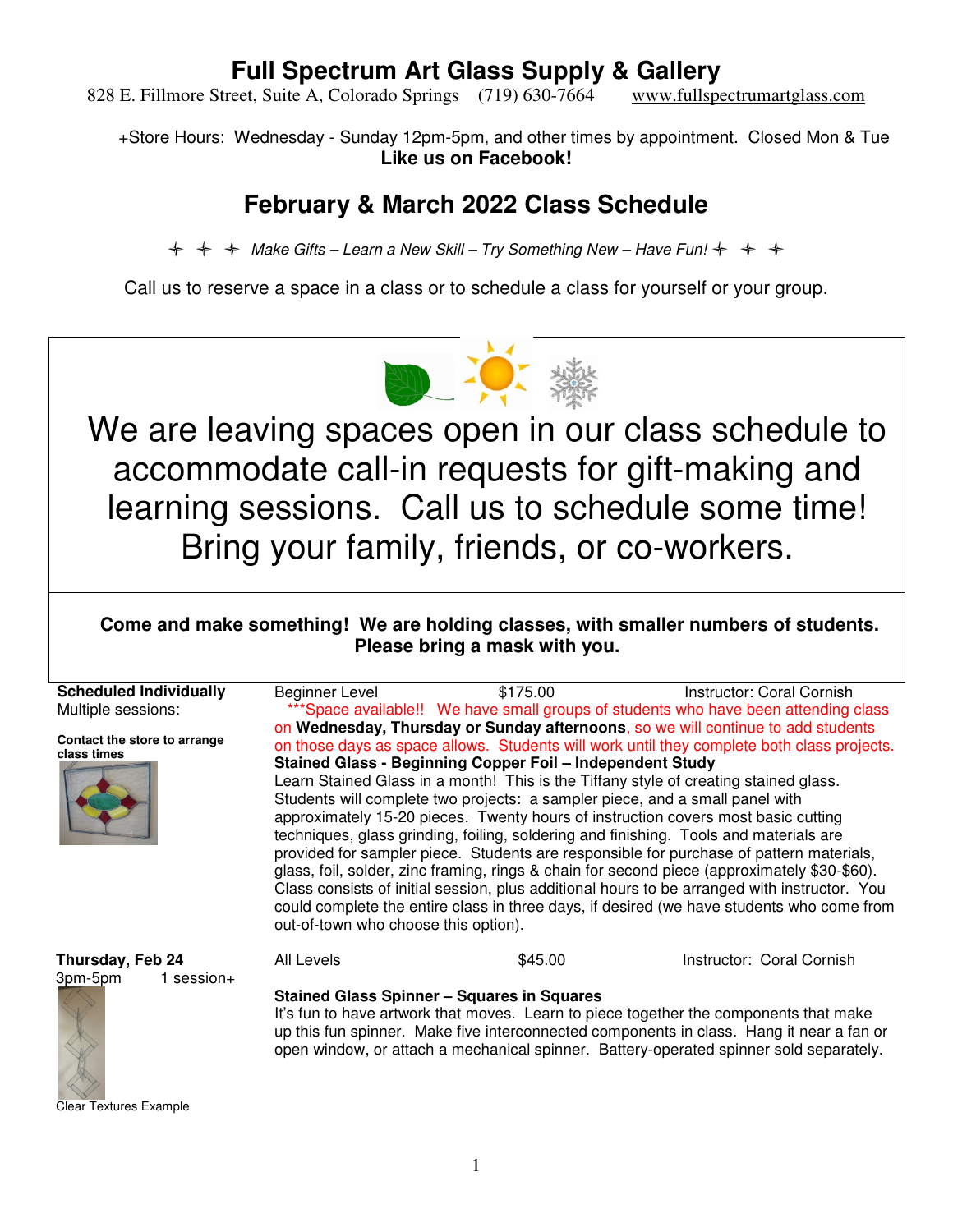# Full Spectrum Art Glass Supply & Gallery

828 E. Fillmore Street, Suite A, Colorado Springs (719) 630-7664 www.fullspectrumartglass.com

+Store Hours: Wednesday - Sunday 12pm-5pm, and other times by appointment. Closed Mon & Tue

**Like us on Facebook!**

## February & March 2022 Class Schedule

✦ ✦ ✦ *Make Gifts – Learn a New Skill – Try Something New – Have Fun!* ✦ ✦ ✦

Call us to reserve a space in a class or to schedule a class for yourself or your group.

We are leaving spaces open in our class schedule to accommodate call-in requests for gift-making and learning sessions. Call us to schedule some time! Bring your family, friends, or co-workers.

**Come and make something! We are holding classes, with smaller numbers of students. Please bring a mask with you.**

---

**Scheduled Individually**
Multiple sessions:

**Contact the store to arrange class times**

Beginner Level | $175.00 | Instructor: Coral Cornish

\*\*\*Space available!! We have small groups of students who have been attending class on **Wednesday, Thursday or Sunday afternoons**, so we will continue to add students on those days as space allows. Students will work until they complete both class projects.

**Stained Glass - Beginning Copper Foil – Independent Study**

Learn Stained Glass in a month! This is the Tiffany style of creating stained glass. Students will complete two projects: a sampler piece, and a small panel with approximately 15-20 pieces. Twenty hours of instruction covers most basic cutting techniques, glass grinding, foiling, soldering and finishing. Tools and materials are provided for sampler piece. Students are responsible for purchase of pattern materials, glass, foil, solder, zinc framing, rings & chain for second piece (approximately $30-$60). Class consists of initial session, plus additional hours to be arranged with instructor. You could complete the entire class in three days, if desired (we have students who come from out-of-town who choose this option).

---

**Thursday, Feb 24**
3pm-5pm 1 session+

All Levels | $45.00 | Instructor: Coral Cornish

**Stained Glass Spinner – Squares in Squares**

It's fun to have artwork that moves. Learn to piece together the components that make up this fun spinner. Make five interconnected components in class. Hang it near a fan or open window, or attach a mechanical spinner. Battery-operated spinner sold separately.

Clear Textures Example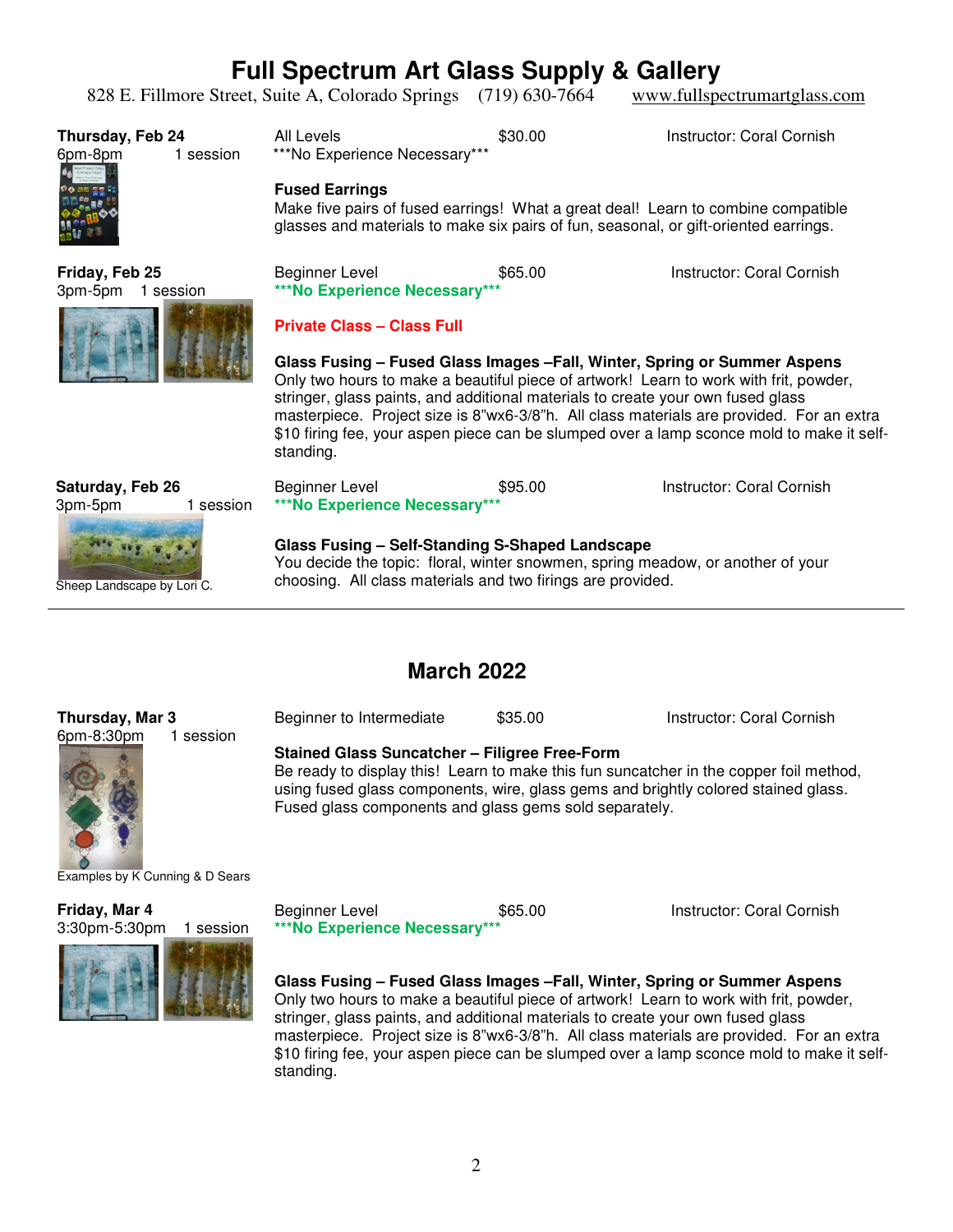# Full Spectrum Art Glass Supply & Gallery

828 E. Fillmore Street, Suite A, Colorado Springs (719) 630-7664 www.fullspectrumartglass.com

**Thursday, Feb 24**
6pm-8pm 1 session

All Levels $30.00 Instructor: Coral Cornish
\*\*\*No Experience Necessary\*\*\*

**Fused Earrings**
Make five pairs of fused earrings! What a great deal! Learn to combine compatible glasses and materials to make six pairs of fun, seasonal, or gift-oriented earrings.

**Friday, Feb 25**
3pm-5pm 1 session

Beginner Level $65.00 Instructor: Coral Cornish
**\*\*\*No Experience Necessary\*\*\***

**Private Class – Class Full**

**Glass Fusing – Fused Glass Images –Fall, Winter, Spring or Summer Aspens**
Only two hours to make a beautiful piece of artwork! Learn to work with frit, powder, stringer, glass paints, and additional materials to create your own fused glass masterpiece. Project size is 8"wx6-3/8"h. All class materials are provided. For an extra $10 firing fee, your aspen piece can be slumped over a lamp sconce mold to make it self-standing.

**Saturday, Feb 26**
3pm-5pm 1 session

Beginner Level $95.00 Instructor: Coral Cornish
**\*\*\*No Experience Necessary\*\*\***

**Glass Fusing – Self-Standing S-Shaped Landscape**
You decide the topic: floral, winter snowmen, spring meadow, or another of your choosing. All class materials and two firings are provided.

Sheep Landscape by Lori C.

---

## March 2022

**Thursday, Mar 3**
6pm-8:30pm 1 session

Beginner to Intermediate $35.00 Instructor: Coral Cornish

**Stained Glass Suncatcher – Filigree Free-Form**
Be ready to display this! Learn to make this fun suncatcher in the copper foil method, using fused glass components, wire, glass gems and brightly colored stained glass. Fused glass components and glass gems sold separately.

Examples by K Cunning & D Sears

**Friday, Mar 4**
3:30pm-5:30pm 1 session

Beginner Level $65.00 Instructor: Coral Cornish
**\*\*\*No Experience Necessary\*\*\***

**Glass Fusing – Fused Glass Images –Fall, Winter, Spring or Summer Aspens**
Only two hours to make a beautiful piece of artwork! Learn to work with frit, powder, stringer, glass paints, and additional materials to create your own fused glass masterpiece. Project size is 8"wx6-3/8"h. All class materials are provided. For an extra $10 firing fee, your aspen piece can be slumped over a lamp sconce mold to make it self-standing.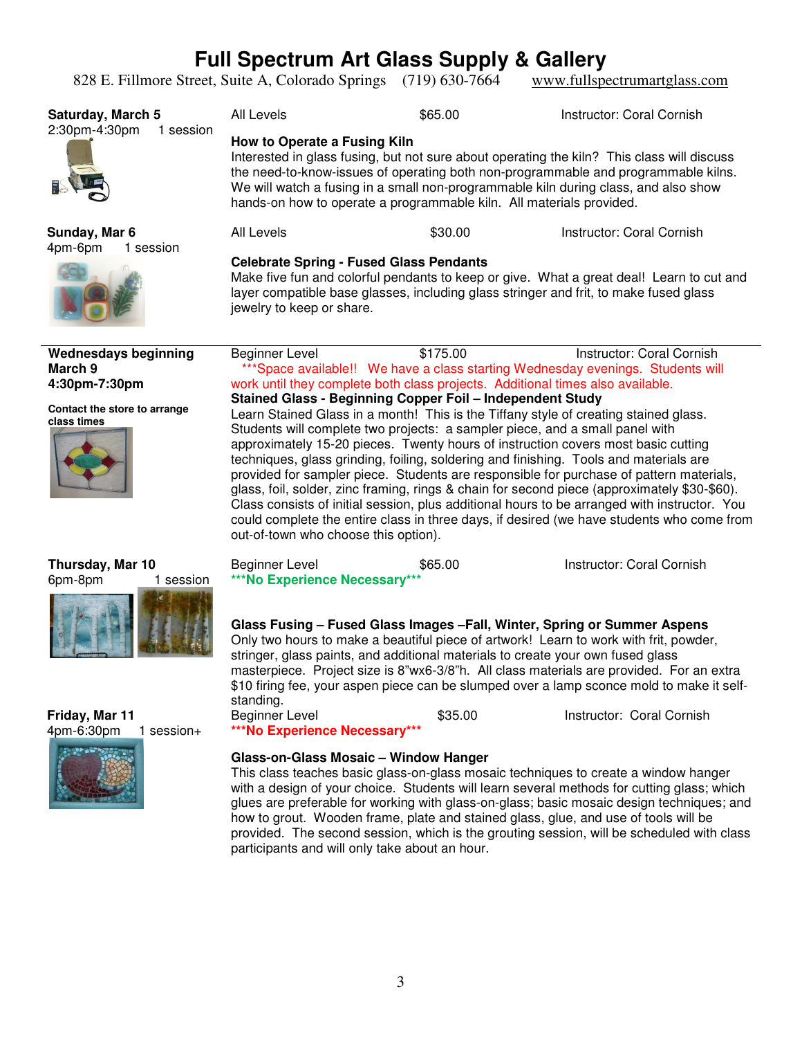# Full Spectrum Art Glass Supply & Gallery

828 E. Fillmore Street, Suite A, Colorado Springs (719) 630-7664 www.fullspectrumartglass.com

**Saturday, March 5**
2:30pm-4:30pm 1 session

All Levels $65.00 Instructor: Coral Cornish

**How to Operate a Fusing Kiln**

Interested in glass fusing, but not sure about operating the kiln? This class will discuss the need-to-know-issues of operating both non-programmable and programmable kilns. We will watch a fusing in a small non-programmable kiln during class, and also show hands-on how to operate a programmable kiln. All materials provided.

**Sunday, Mar 6**
4pm-6pm 1 session

All Levels $30.00 Instructor: Coral Cornish

**Celebrate Spring - Fused Glass Pendants**

Make five fun and colorful pendants to keep or give. What a great deal! Learn to cut and layer compatible base glasses, including glass stringer and frit, to make fused glass jewelry to keep or share.

---

**Wednesdays beginning March 9**
**4:30pm-7:30pm**

**Contact the store to arrange class times**

Beginner Level $175.00 Instructor: Coral Cornish

***Space available!! We have a class starting Wednesday evenings. Students will work until they complete both class projects. Additional times also available.

**Stained Glass - Beginning Copper Foil – Independent Study**

Learn Stained Glass in a month! This is the Tiffany style of creating stained glass. Students will complete two projects: a sampler piece, and a small panel with approximately 15-20 pieces. Twenty hours of instruction covers most basic cutting techniques, glass grinding, foiling, soldering and finishing. Tools and materials are provided for sampler piece. Students are responsible for purchase of pattern materials, glass, foil, solder, zinc framing, rings & chain for second piece (approximately $30-$60). Class consists of initial session, plus additional hours to be arranged with instructor. You could complete the entire class in three days, if desired (we have students who come from out-of-town who choose this option).

**Thursday, Mar 10**
6pm-8pm 1 session

Beginner Level $65.00 Instructor: Coral Cornish

*****No Experience Necessary*****

**Glass Fusing – Fused Glass Images –Fall, Winter, Spring or Summer Aspens**

Only two hours to make a beautiful piece of artwork! Learn to work with frit, powder, stringer, glass paints, and additional materials to create your own fused glass masterpiece. Project size is 8"wx6-3/8"h. All class materials are provided. For an extra $10 firing fee, your aspen piece can be slumped over a lamp sconce mold to make it self-standing.

**Friday, Mar 11**
4pm-6:30pm 1 session+

Beginner Level $35.00 Instructor: Coral Cornish

*****No Experience Necessary*****

**Glass-on-Glass Mosaic – Window Hanger**

This class teaches basic glass-on-glass mosaic techniques to create a window hanger with a design of your choice. Students will learn several methods for cutting glass; which glues are preferable for working with glass-on-glass; basic mosaic design techniques; and how to grout. Wooden frame, plate and stained glass, glue, and use of tools will be provided. The second session, which is the grouting session, will be scheduled with class participants and will only take about an hour.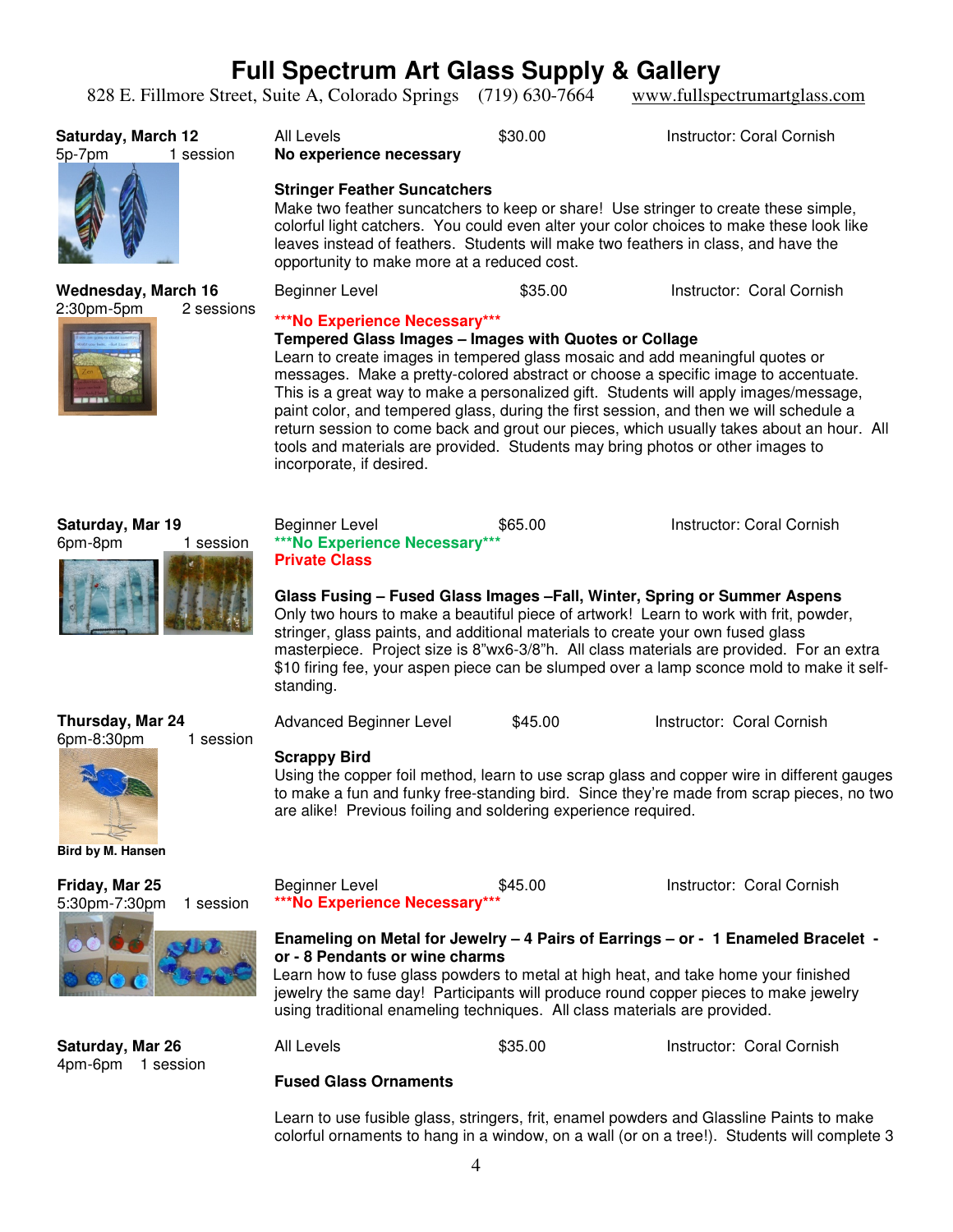# Full Spectrum Art Glass Supply & Gallery

828 E. Fillmore Street, Suite A, Colorado Springs (719) 630-7664 www.fullspectrumartglass.com

**Saturday, March 12**
5p-7pm 1 session

All Levels $30.00 Instructor: Coral Cornish
**No experience necessary**

**Stringer Feather Suncatchers**
Make two feather suncatchers to keep or share! Use stringer to create these simple, colorful light catchers. You could even alter your color choices to make these look like leaves instead of feathers. Students will make two feathers in class, and have the opportunity to make more at a reduced cost.

**Wednesday, March 16**
2:30pm-5pm 2 sessions

Beginner Level $35.00 Instructor: Coral Cornish
**\*\*\*No Experience Necessary\*\*\***

**Tempered Glass Images – Images with Quotes or Collage**
Learn to create images in tempered glass mosaic and add meaningful quotes or messages. Make a pretty-colored abstract or choose a specific image to accentuate. This is a great way to make a personalized gift. Students will apply images/message, paint color, and tempered glass, during the first session, and then we will schedule a return session to come back and grout our pieces, which usually takes about an hour. All tools and materials are provided. Students may bring photos or other images to incorporate, if desired.

**Saturday, Mar 19**
6pm-8pm 1 session

Beginner Level $65.00 Instructor: Coral Cornish
**\*\*\*No Experience Necessary\*\*\***
**Private Class**

**Glass Fusing – Fused Glass Images –Fall, Winter, Spring or Summer Aspens**
Only two hours to make a beautiful piece of artwork! Learn to work with frit, powder, stringer, glass paints, and additional materials to create your own fused glass masterpiece. Project size is 8"wx6-3/8"h. All class materials are provided. For an extra $10 firing fee, your aspen piece can be slumped over a lamp sconce mold to make it self-standing.

**Thursday, Mar 24**
6pm-8:30pm 1 session

Advanced Beginner Level $45.00 Instructor: Coral Cornish

**Scrappy Bird**
Using the copper foil method, learn to use scrap glass and copper wire in different gauges to make a fun and funky free-standing bird. Since they're made from scrap pieces, no two are alike! Previous foiling and soldering experience required.

**Bird by M. Hansen**

**Friday, Mar 25**
5:30pm-7:30pm 1 session

Beginner Level $45.00 Instructor: Coral Cornish
**\*\*\*No Experience Necessary\*\*\***

**Enameling on Metal for Jewelry – 4 Pairs of Earrings – or - 1 Enameled Bracelet - or - 8 Pendants or wine charms**
Learn how to fuse glass powders to metal at high heat, and take home your finished jewelry the same day! Participants will produce round copper pieces to make jewelry using traditional enameling techniques. All class materials are provided.

**Saturday, Mar 26**
4pm-6pm 1 session

All Levels $35.00 Instructor: Coral Cornish

**Fused Glass Ornaments**

Learn to use fusible glass, stringers, frit, enamel powders and Glassline Paints to make colorful ornaments to hang in a window, on a wall (or on a tree!). Students will complete 3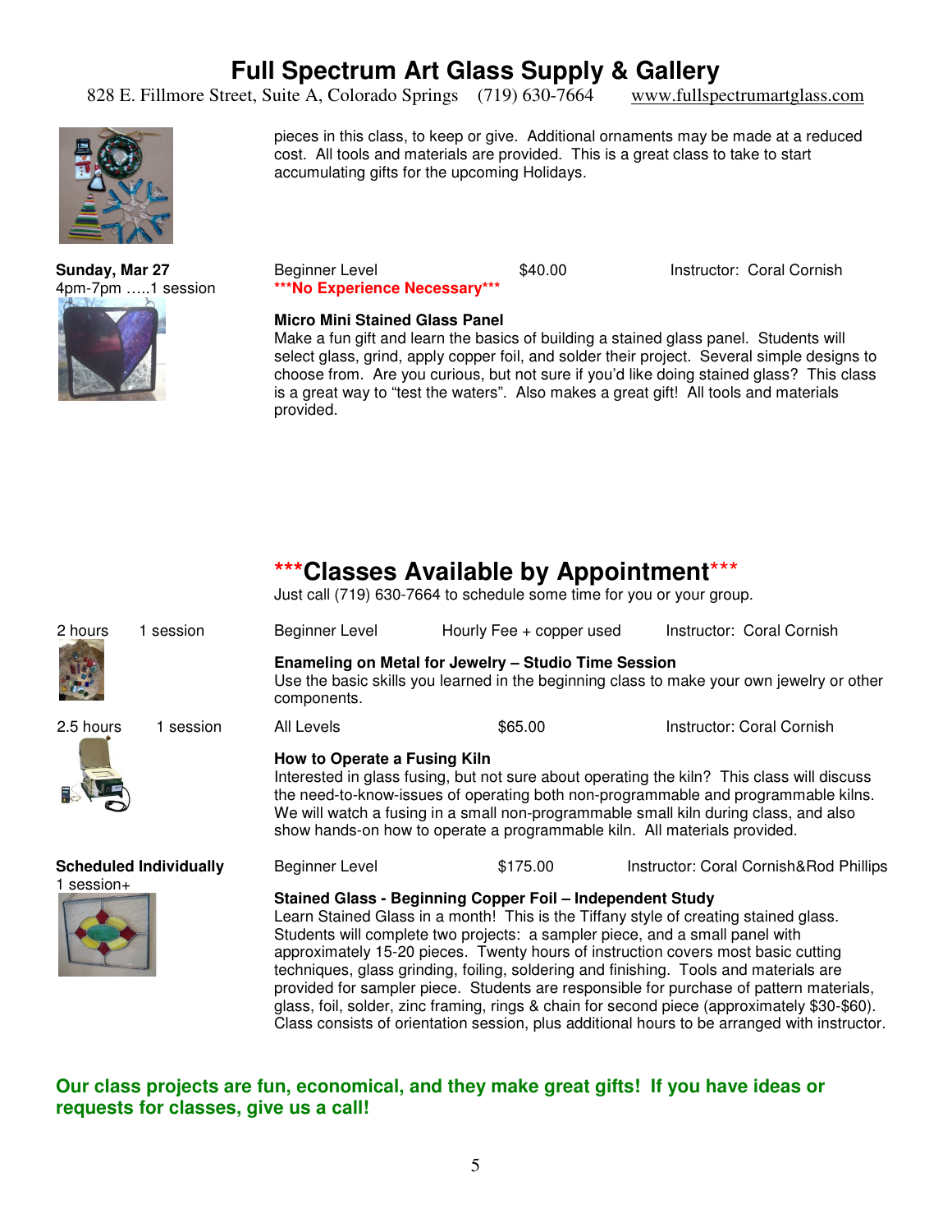# Full Spectrum Art Glass Supply & Gallery

828 E. Fillmore Street, Suite A, Colorado Springs (719) 630-7664 www.fullspectrumartglass.com

pieces in this class, to keep or give. Additional ornaments may be made at a reduced cost. All tools and materials are provided. This is a great class to take to start accumulating gifts for the upcoming Holidays.

**Sunday, Mar 27**
4pm-7pm …..1 session

Beginner Level $40.00 Instructor: Coral Cornish
*****No Experience Necessary*****

**Micro Mini Stained Glass Panel**
Make a fun gift and learn the basics of building a stained glass panel. Students will select glass, grind, apply copper foil, and solder their project. Several simple designs to choose from. Are you curious, but not sure if you'd like doing stained glass? This class is a great way to "test the waters". Also makes a great gift! All tools and materials provided.

## ***Classes Available by Appointment***

Just call (719) 630-7664 to schedule some time for you or your group.

2 hours 1 session

Beginner Level Hourly Fee + copper used Instructor: Coral Cornish

**Enameling on Metal for Jewelry – Studio Time Session**
Use the basic skills you learned in the beginning class to make your own jewelry or other components.

2.5 hours 1 session

All Levels $65.00 Instructor: Coral Cornish

**How to Operate a Fusing Kiln**
Interested in glass fusing, but not sure about operating the kiln? This class will discuss the need-to-know-issues of operating both non-programmable and programmable kilns. We will watch a fusing in a small non-programmable small kiln during class, and also show hands-on how to operate a programmable kiln. All materials provided.

**Scheduled Individually**
1 session+

Beginner Level $175.00 Instructor: Coral Cornish&Rod Phillips

**Stained Glass - Beginning Copper Foil – Independent Study**
Learn Stained Glass in a month! This is the Tiffany style of creating stained glass. Students will complete two projects: a sampler piece, and a small panel with approximately 15-20 pieces. Twenty hours of instruction covers most basic cutting techniques, glass grinding, foiling, soldering and finishing. Tools and materials are provided for sampler piece. Students are responsible for purchase of pattern materials, glass, foil, solder, zinc framing, rings & chain for second piece (approximately $30-$60). Class consists of orientation session, plus additional hours to be arranged with instructor.

**Our class projects are fun, economical, and they make great gifts! If you have ideas or requests for classes, give us a call!**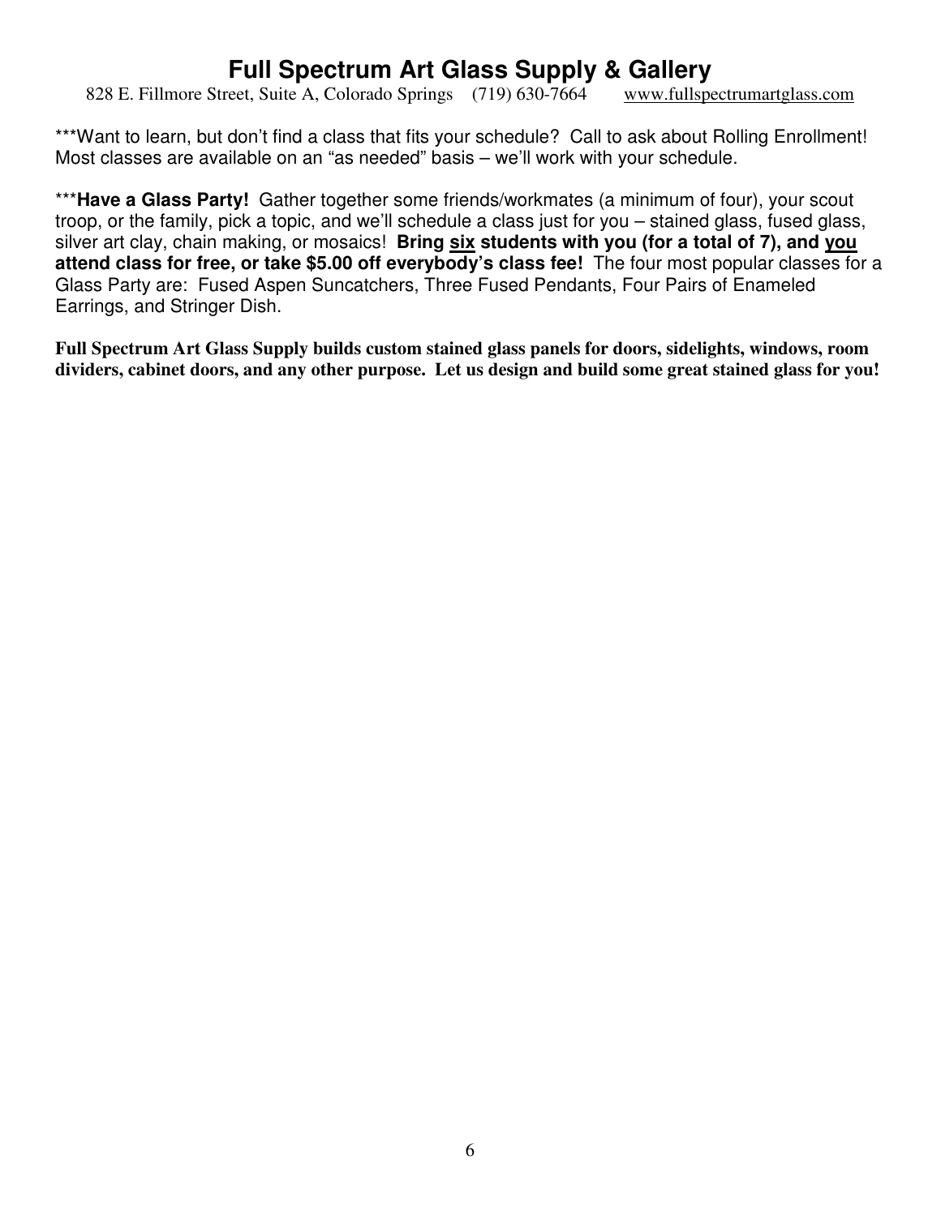# Full Spectrum Art Glass Supply & Gallery

828 E. Fillmore Street, Suite A, Colorado Springs (719) 630-7664 www.fullspectrumartglass.com

***Want to learn, but don't find a class that fits your schedule? Call to ask about Rolling Enrollment! Most classes are available on an "as needed" basis – we'll work with your schedule.

***__Have a Glass Party!__ Gather together some friends/workmates (a minimum of four), your scout troop, or the family, pick a topic, and we'll schedule a class just for you – stained glass, fused glass, silver art clay, chain making, or mosaics! **Bring <u>six</u> students with you (for a total of 7), and <u>you</u> attend class for free, or take $5.00 off everybody's class fee!** The four most popular classes for a Glass Party are: Fused Aspen Suncatchers, Three Fused Pendants, Four Pairs of Enameled Earrings, and Stringer Dish.

**Full Spectrum Art Glass Supply builds custom stained glass panels for doors, sidelights, windows, room dividers, cabinet doors, and any other purpose. Let us design and build some great stained glass for you!**